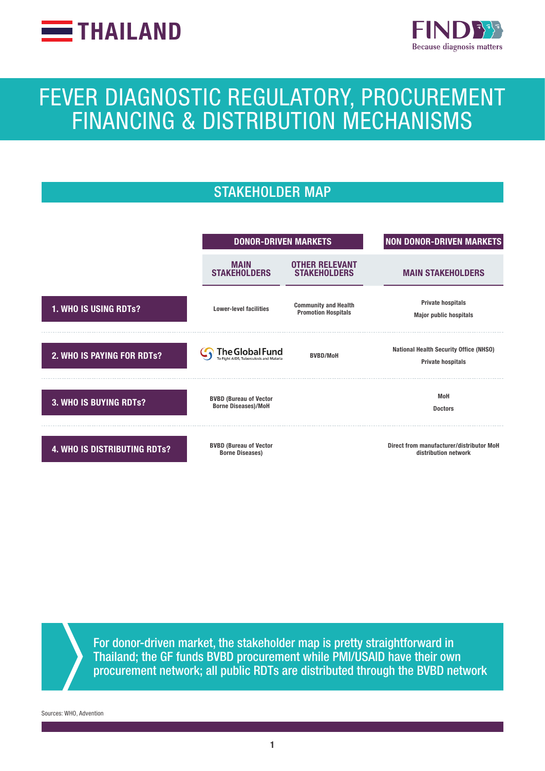# THAILAND

FIND Because diagnosis matters

# FEVER DIAGNOSTIC REGULATORY, PROCUREMENT FINANCING & DISTRIBUTION MECHANISMS

## STAKEHOLDER MAP

| | DONOR-DRIVEN MARKETS | | NON DONOR-DRIVEN MARKETS |
|---|---|---|---|
| | MAIN STAKEHOLDERS | OTHER RELEVANT STAKEHOLDERS | MAIN STAKEHOLDERS |
| **1. WHO IS USING RDTs?** | Lower-level facilities | Community and Health Promotion Hospitals | Private hospitals<br>Major public hospitals |
| **2. WHO IS PAYING FOR RDTs?** | The Global Fund To Fight AIDS, Tuberculosis and Malaria | BVBD/MoH | National Health Security Office (NHSO)<br>Private hospitals |
| **3. WHO IS BUYING RDTs?** | BVBD (Bureau of Vector Borne Diseases)/MoH | | MoH<br>Doctors |
| **4. WHO IS DISTRIBUTING RDTs?** | BVBD (Bureau of Vector Borne Diseases) | | Direct from manufacturer/distributor MoH distribution network |

For donor-driven market, the stakeholder map is pretty straightforward in Thailand; the GF funds BVBD procurement while PMI/USAID have their own procurement network; all public RDTs are distributed through the BVBD network

Sources: WHO, Advention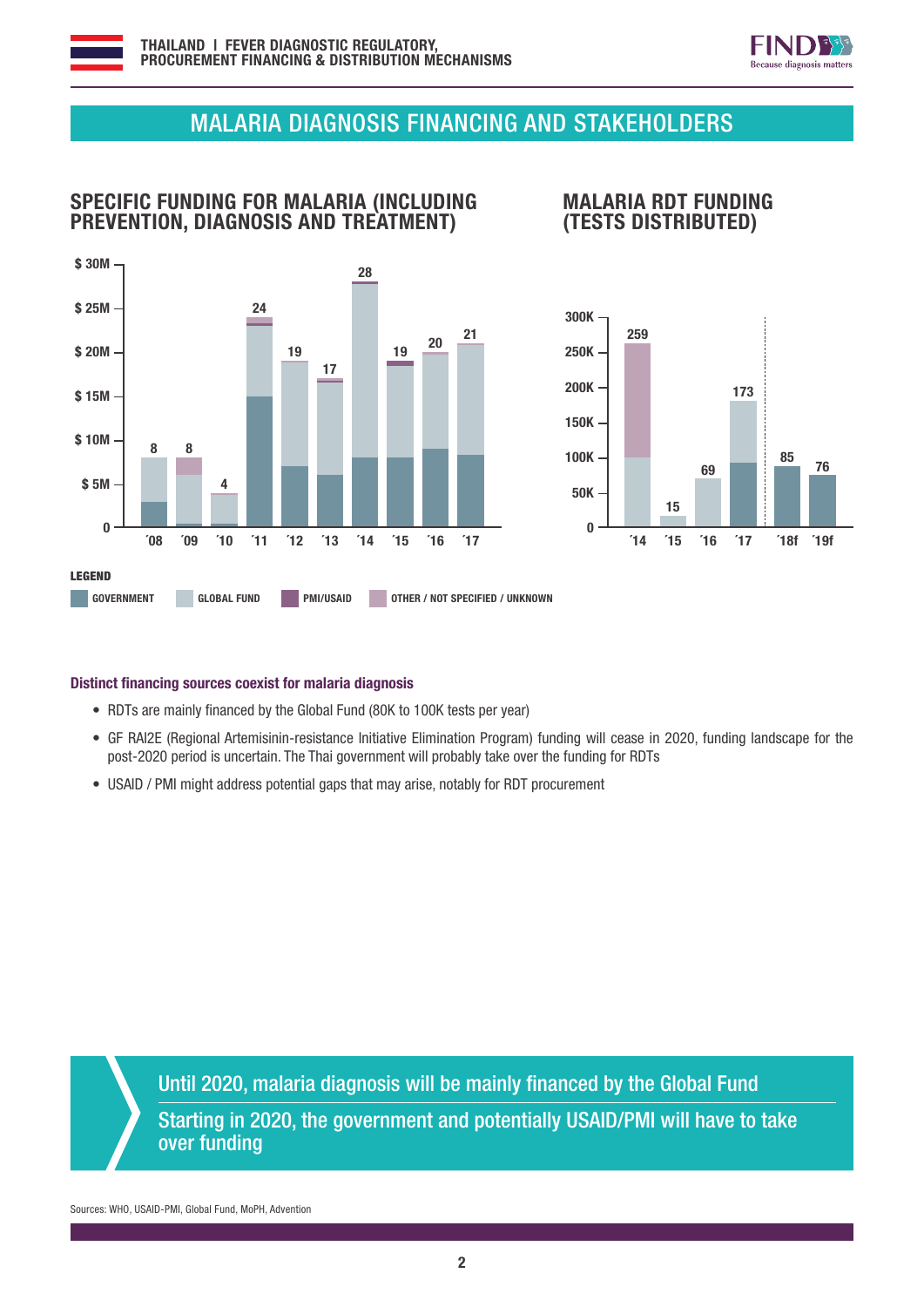## MALARIA DIAGNOSIS FINANCING AND STAKEHOLDERS

### SPECIFIC FUNDING FOR MALARIA (INCLUDING PREVENTION, DIAGNOSIS AND TREATMENT)

| Year | Total ($M) |
|---|---|
| '08 | 8 |
| '09 | 8 |
| '10 | 4 |
| '11 | 24 |
| '12 | 19 |
| '13 | 17 |
| '14 | 28 |
| '15 | 19 |
| '16 | 20 |
| '17 | 21 |

### MALARIA RDT FUNDING (TESTS DISTRIBUTED)

| Year | Tests (K) |
|---|---|
| '14 | 259 |
| '15 | 15 |
| '16 | 69 |
| '17 | 173 |
| '18f | 85 |
| '19f | 76 |

**LEGEND**

GOVERNMENT | GLOBAL FUND | PMI/USAID | OTHER / NOT SPECIFIED / UNKNOWN

**Distinct financing sources coexist for malaria diagnosis**

- RDTs are mainly financed by the Global Fund (80K to 100K tests per year)
- GF RAI2E (Regional Artemisinin-resistance Initiative Elimination Program) funding will cease in 2020, funding landscape for the post-2020 period is uncertain. The Thai government will probably take over the funding for RDTs
- USAID / PMI might address potential gaps that may arise, notably for RDT procurement

Until 2020, malaria diagnosis will be mainly financed by the Global Fund

Starting in 2020, the government and potentially USAID/PMI will have to take over funding

Sources: WHO, USAID-PMI, Global Fund, MoPH, Advention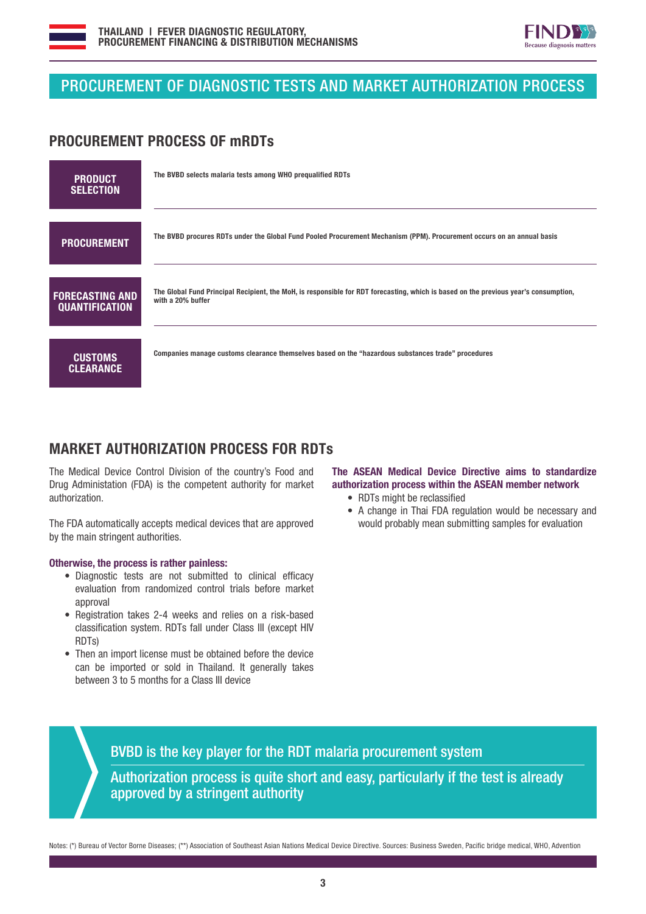## PROCUREMENT OF DIAGNOSTIC TESTS AND MARKET AUTHORIZATION PROCESS

### PROCUREMENT PROCESS OF mRDTs

| | |
|---|---|
| **PRODUCT SELECTION** | The BVBD selects malaria tests among WHO prequalified RDTs |
| **PROCUREMENT** | The BVBD procures RDTs under the Global Fund Pooled Procurement Mechanism (PPM). Procurement occurs on an annual basis |
| **FORECASTING AND QUANTIFICATION** | The Global Fund Principal Recipient, the MoH, is responsible for RDT forecasting, which is based on the previous year's consumption, with a 20% buffer |
| **CUSTOMS CLEARANCE** | Companies manage customs clearance themselves based on the "hazardous substances trade" procedures |

### MARKET AUTHORIZATION PROCESS FOR RDTs

The Medical Device Control Division of the country's Food and Drug Administation (FDA) is the competent authority for market authorization.

The FDA automatically accepts medical devices that are approved by the main stringent authorities.

**Otherwise, the process is rather painless:**

- Diagnostic tests are not submitted to clinical efficacy evaluation from randomized control trials before market approval
- Registration takes 2-4 weeks and relies on a risk-based classification system. RDTs fall under Class III (except HIV RDTs)
- Then an import license must be obtained before the device can be imported or sold in Thailand. It generally takes between 3 to 5 months for a Class III device

**The ASEAN Medical Device Directive aims to standardize authorization process within the ASEAN member network**

- RDTs might be reclassified
- A change in Thai FDA regulation would be necessary and would probably mean submitting samples for evaluation

> BVBD is the key player for the RDT malaria procurement system
>
> Authorization process is quite short and easy, particularly if the test is already approved by a stringent authority

Notes: (*) Bureau of Vector Borne Diseases; (**) Association of Southeast Asian Nations Medical Device Directive. Sources: Business Sweden, Pacific bridge medical, WHO, Advention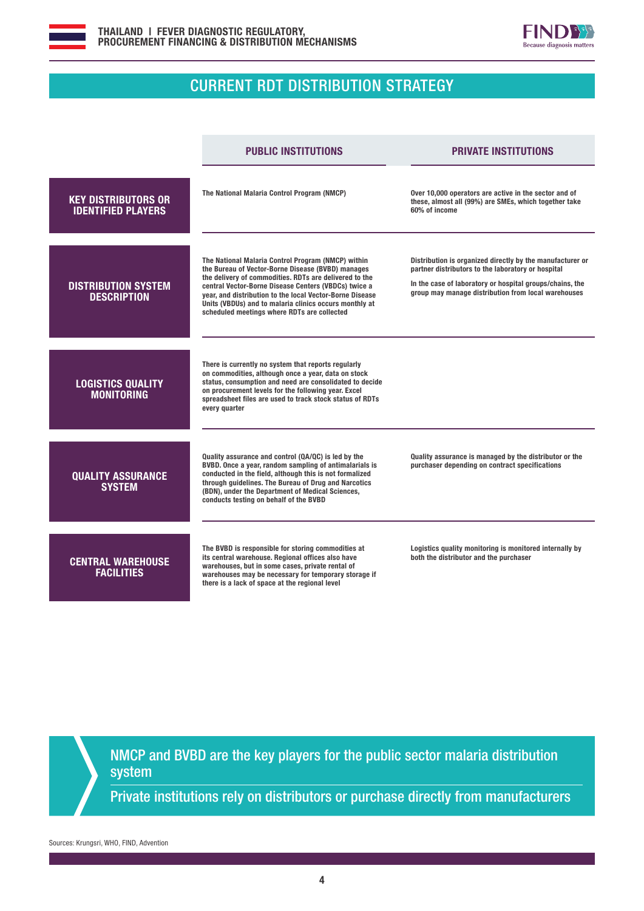# CURRENT RDT DISTRIBUTION STRATEGY

| | PUBLIC INSTITUTIONS | PRIVATE INSTITUTIONS |
|---|---|---|
| **KEY DISTRIBUTORS OR IDENTIFIED PLAYERS** | The National Malaria Control Program (NMCP) | Over 10,000 operators are active in the sector and of these, almost all (99%) are SMEs, which together take 60% of income |
| **DISTRIBUTION SYSTEM DESCRIPTION** | The National Malaria Control Program (NMCP) within the Bureau of Vector-Borne Disease (BVBD) manages the delivery of commodities. RDTs are delivered to the central Vector-Borne Disease Centers (VBDCs) twice a year, and distribution to the local Vector-Borne Disease Units (VBDUs) and to malaria clinics occurs monthly at scheduled meetings where RDTs are collected | Distribution is organized directly by the manufacturer or partner distributors to the laboratory or hospital<br><br>In the case of laboratory or hospital groups/chains, the group may manage distribution from local warehouses |
| **LOGISTICS QUALITY MONITORING** | There is currently no system that reports regularly on commodities, although once a year, data on stock status, consumption and need are consolidated to decide on procurement levels for the following year. Excel spreadsheet files are used to track stock status of RDTs every quarter | |
| **QUALITY ASSURANCE SYSTEM** | Quality assurance and control (QA/QC) is led by the BVBD. Once a year, random sampling of antimalarials is conducted in the field, although this is not formalized through guidelines. The Bureau of Drug and Narcotics (BDN), under the Department of Medical Sciences, conducts testing on behalf of the BVBD | Quality assurance is managed by the distributor or the purchaser depending on contract specifications |
| **CENTRAL WAREHOUSE FACILITIES** | The BVBD is responsible for storing commodities at its central warehouse. Regional offices also have warehouses, but in some cases, private rental of warehouses may be necessary for temporary storage if there is a lack of space at the regional level | Logistics quality monitoring is monitored internally by both the distributor and the purchaser |

NMCP and BVBD are the key players for the public sector malaria distribution system

Private institutions rely on distributors or purchase directly from manufacturers

Sources: Krungsri, WHO, FIND, Advention